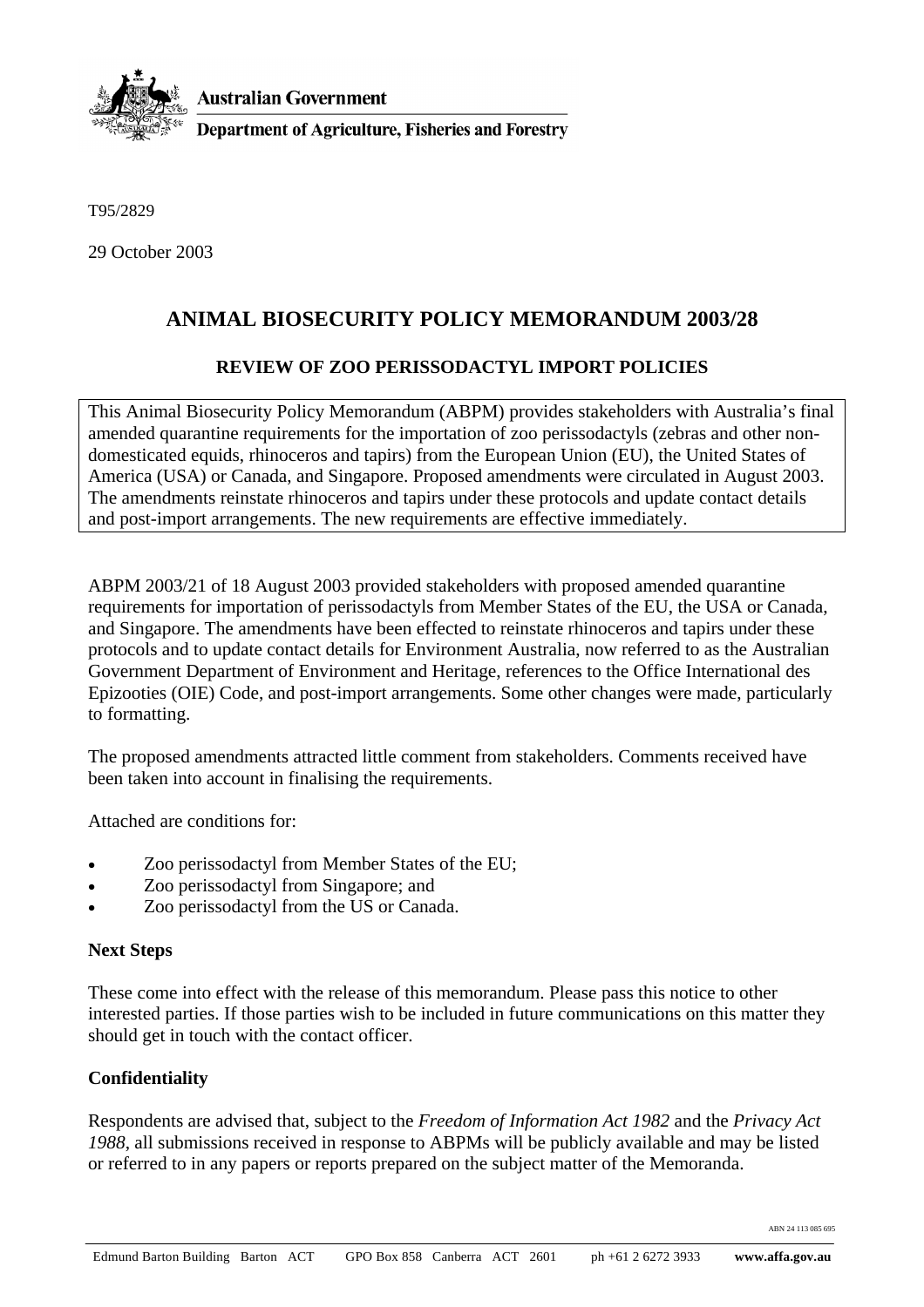**Australian Government**

**Department of Agriculture, Fisheries and Forestry**

T95/2829

29 October 2003

# ANIMAL BIOSECURITY POLICY MEMORANDUM 2003/28

## REVIEW OF ZOO PERISSODACTYL IMPORT POLICIES

This Animal Biosecurity Policy Memorandum (ABPM) provides stakeholders with Australia's final amended quarantine requirements for the importation of zoo perissodactyls (zebras and other non-domesticated equids, rhinoceros and tapirs) from the European Union (EU), the United States of America (USA) or Canada, and Singapore. Proposed amendments were circulated in August 2003. The amendments reinstate rhinoceros and tapirs under these protocols and update contact details and post-import arrangements. The new requirements are effective immediately.

ABPM 2003/21 of 18 August 2003 provided stakeholders with proposed amended quarantine requirements for importation of perissodactyls from Member States of the EU, the USA or Canada, and Singapore. The amendments have been effected to reinstate rhinoceros and tapirs under these protocols and to update contact details for Environment Australia, now referred to as the Australian Government Department of Environment and Heritage, references to the Office International des Epizooties (OIE) Code, and post-import arrangements. Some other changes were made, particularly to formatting.

The proposed amendments attracted little comment from stakeholders. Comments received have been taken into account in finalising the requirements.

Attached are conditions for:

- Zoo perissodactyl from Member States of the EU;
- Zoo perissodactyl from Singapore; and
- Zoo perissodactyl from the US or Canada.

### Next Steps

These come into effect with the release of this memorandum. Please pass this notice to other interested parties. If those parties wish to be included in future communications on this matter they should get in touch with the contact officer.

### Confidentiality

Respondents are advised that, subject to the *Freedom of Information Act 1982* and the *Privacy Act 1988*, all submissions received in response to ABPMs will be publicly available and may be listed or referred to in any papers or reports prepared on the subject matter of the Memoranda.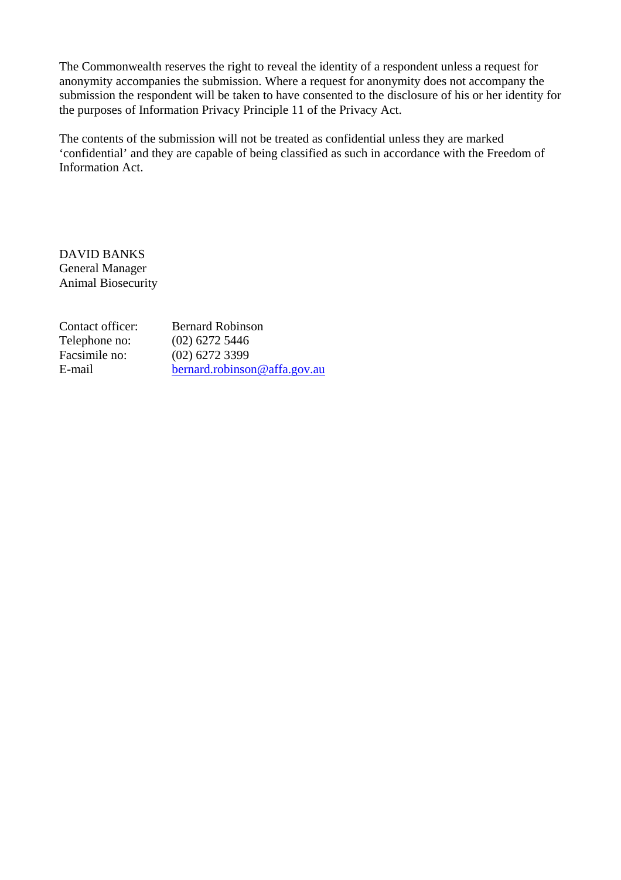The Commonwealth reserves the right to reveal the identity of a respondent unless a request for anonymity accompanies the submission. Where a request for anonymity does not accompany the submission the respondent will be taken to have consented to the disclosure of his or her identity for the purposes of Information Privacy Principle 11 of the Privacy Act.

The contents of the submission will not be treated as confidential unless they are marked 'confidential' and they are capable of being classified as such in accordance with the Freedom of Information Act.

DAVID BANKS
General Manager
Animal Biosecurity

| | |
|---|---|
| Contact officer: | Bernard Robinson |
| Telephone no: | (02) 6272 5446 |
| Facsimile no: | (02) 6272 3399 |
| E-mail | bernard.robinson@affa.gov.au |